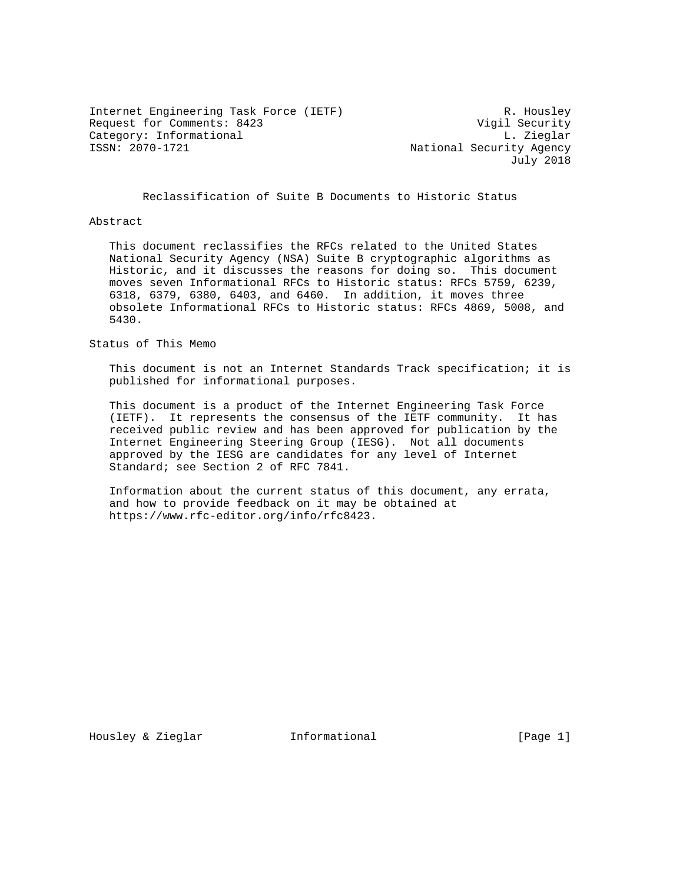Internet Engineering Task Force (IETF) R. Housley
Request for Comments: 8423 Vigil Security
Category: Informational L. Zieglar
ISSN: 2070-1721 National Security Agency
July 2018

# Reclassification of Suite B Documents to Historic Status

## Abstract

This document reclassifies the RFCs related to the United States National Security Agency (NSA) Suite B cryptographic algorithms as Historic, and it discusses the reasons for doing so. This document moves seven Informational RFCs to Historic status: RFCs 5759, 6239, 6318, 6379, 6380, 6403, and 6460. In addition, it moves three obsolete Informational RFCs to Historic status: RFCs 4869, 5008, and 5430.

## Status of This Memo

This document is not an Internet Standards Track specification; it is published for informational purposes.

This document is a product of the Internet Engineering Task Force (IETF). It represents the consensus of the IETF community. It has received public review and has been approved for publication by the Internet Engineering Steering Group (IESG). Not all documents approved by the IESG are candidates for any level of Internet Standard; see Section 2 of RFC 7841.

Information about the current status of this document, any errata, and how to provide feedback on it may be obtained at https://www.rfc-editor.org/info/rfc8423.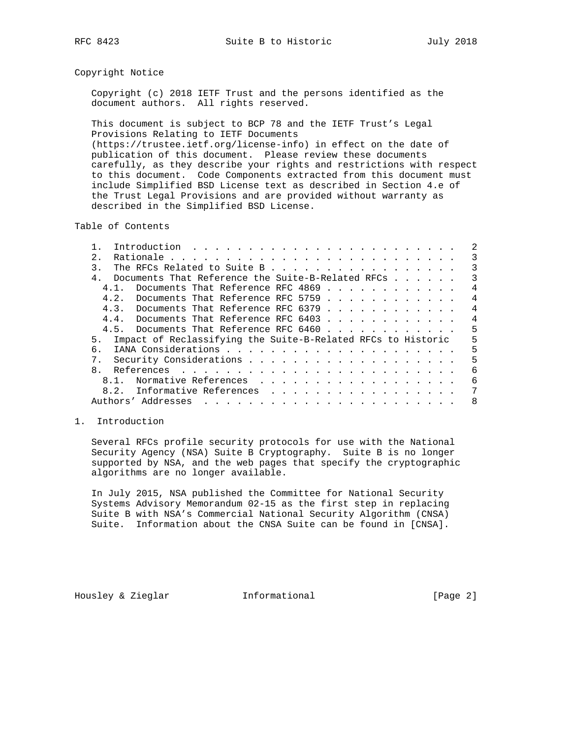## Copyright Notice

Copyright (c) 2018 IETF Trust and the persons identified as the document authors. All rights reserved.

This document is subject to BCP 78 and the IETF Trust's Legal Provisions Relating to IETF Documents (https://trustee.ietf.org/license-info) in effect on the date of publication of this document. Please review these documents carefully, as they describe your rights and restrictions with respect to this document. Code Components extracted from this document must include Simplified BSD License text as described in Section 4.e of the Trust Legal Provisions and are provided without warranty as described in the Simplified BSD License.

## Table of Contents

```
   1.  Introduction . . . . . . . . . . . . . . . . . . . . . . . .   2
   2.  Rationale  . . . . . . . . . . . . . . . . . . . . . . . . .   3
   3.  The RFCs Related to Suite B  . . . . . . . . . . . . . . . .   3
   4.  Documents That Reference the Suite-B-Related RFCs  . . . . .   3
     4.1.  Documents That Reference RFC 4869  . . . . . . . . . . .   4
     4.2.  Documents That Reference RFC 5759  . . . . . . . . . . .   4
     4.3.  Documents That Reference RFC 6379  . . . . . . . . . . .   4
     4.4.  Documents That Reference RFC 6403  . . . . . . . . . . .   4
     4.5.  Documents That Reference RFC 6460  . . . . . . . . . . .   5
   5.  Impact of Reclassifying the Suite-B-Related RFCs to Historic   5
   6.  IANA Considerations  . . . . . . . . . . . . . . . . . . . .   5
   7.  Security Considerations  . . . . . . . . . . . . . . . . . .   5
   8.  References . . . . . . . . . . . . . . . . . . . . . . . . .   6
     8.1.  Normative References . . . . . . . . . . . . . . . . . .   6
     8.2.  Informative References . . . . . . . . . . . . . . . . .   7
   Authors' Addresses . . . . . . . . . . . . . . . . . . . . . . .   8
```

## 1. Introduction

Several RFCs profile security protocols for use with the National Security Agency (NSA) Suite B Cryptography. Suite B is no longer supported by NSA, and the web pages that specify the cryptographic algorithms are no longer available.

In July 2015, NSA published the Committee for National Security Systems Advisory Memorandum 02-15 as the first step in replacing Suite B with NSA's Commercial National Security Algorithm (CNSA) Suite. Information about the CNSA Suite can be found in [CNSA].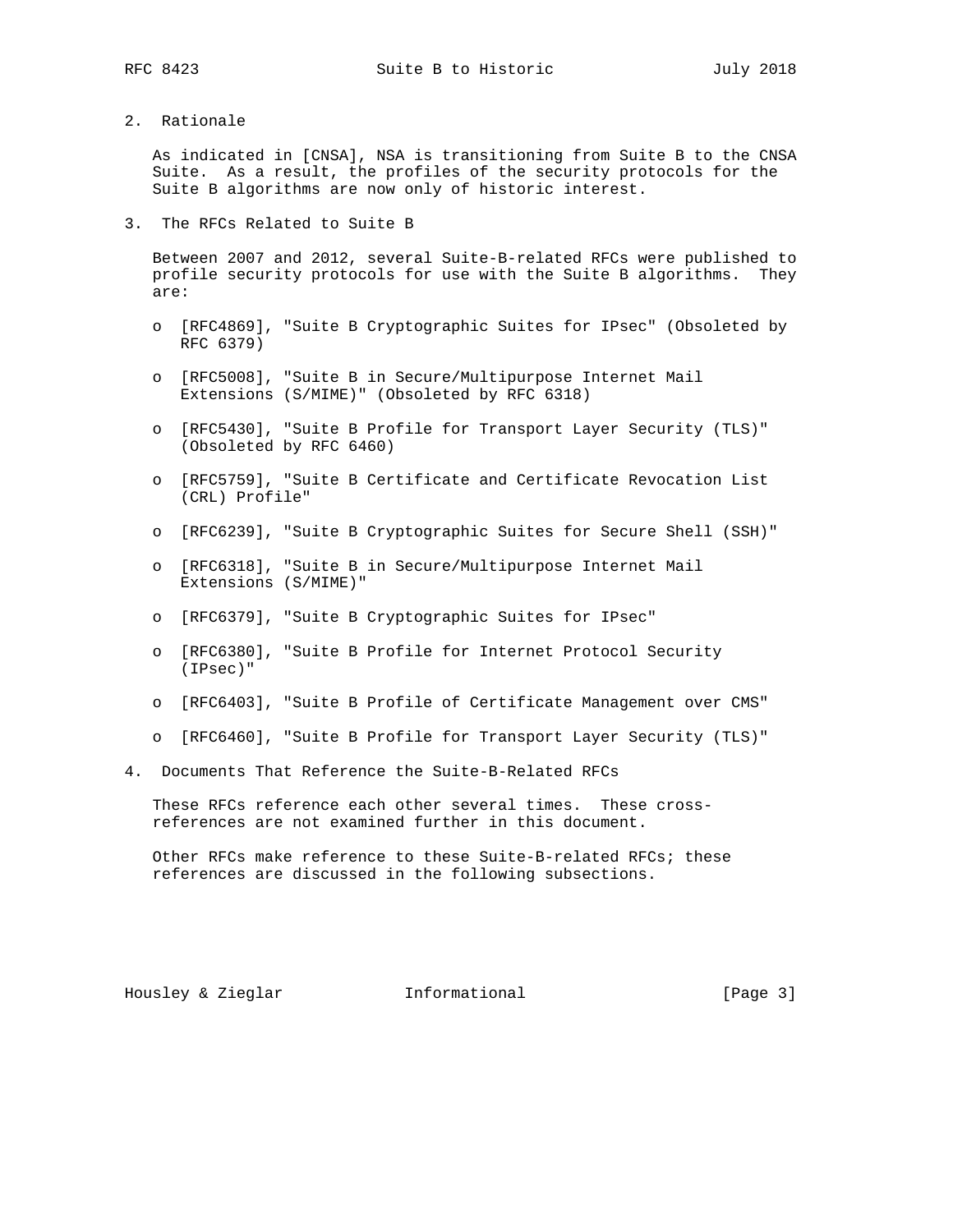## 2. Rationale

As indicated in [CNSA], NSA is transitioning from Suite B to the CNSA Suite. As a result, the profiles of the security protocols for the Suite B algorithms are now only of historic interest.

## 3. The RFCs Related to Suite B

Between 2007 and 2012, several Suite-B-related RFCs were published to profile security protocols for use with the Suite B algorithms. They are:

- [RFC4869], "Suite B Cryptographic Suites for IPsec" (Obsoleted by RFC 6379)
- [RFC5008], "Suite B in Secure/Multipurpose Internet Mail Extensions (S/MIME)" (Obsoleted by RFC 6318)
- [RFC5430], "Suite B Profile for Transport Layer Security (TLS)" (Obsoleted by RFC 6460)
- [RFC5759], "Suite B Certificate and Certificate Revocation List (CRL) Profile"
- [RFC6239], "Suite B Cryptographic Suites for Secure Shell (SSH)"
- [RFC6318], "Suite B in Secure/Multipurpose Internet Mail Extensions (S/MIME)"
- [RFC6379], "Suite B Cryptographic Suites for IPsec"
- [RFC6380], "Suite B Profile for Internet Protocol Security (IPsec)"
- [RFC6403], "Suite B Profile of Certificate Management over CMS"
- [RFC6460], "Suite B Profile for Transport Layer Security (TLS)"

## 4. Documents That Reference the Suite-B-Related RFCs

These RFCs reference each other several times. These cross-references are not examined further in this document.

Other RFCs make reference to these Suite-B-related RFCs; these references are discussed in the following subsections.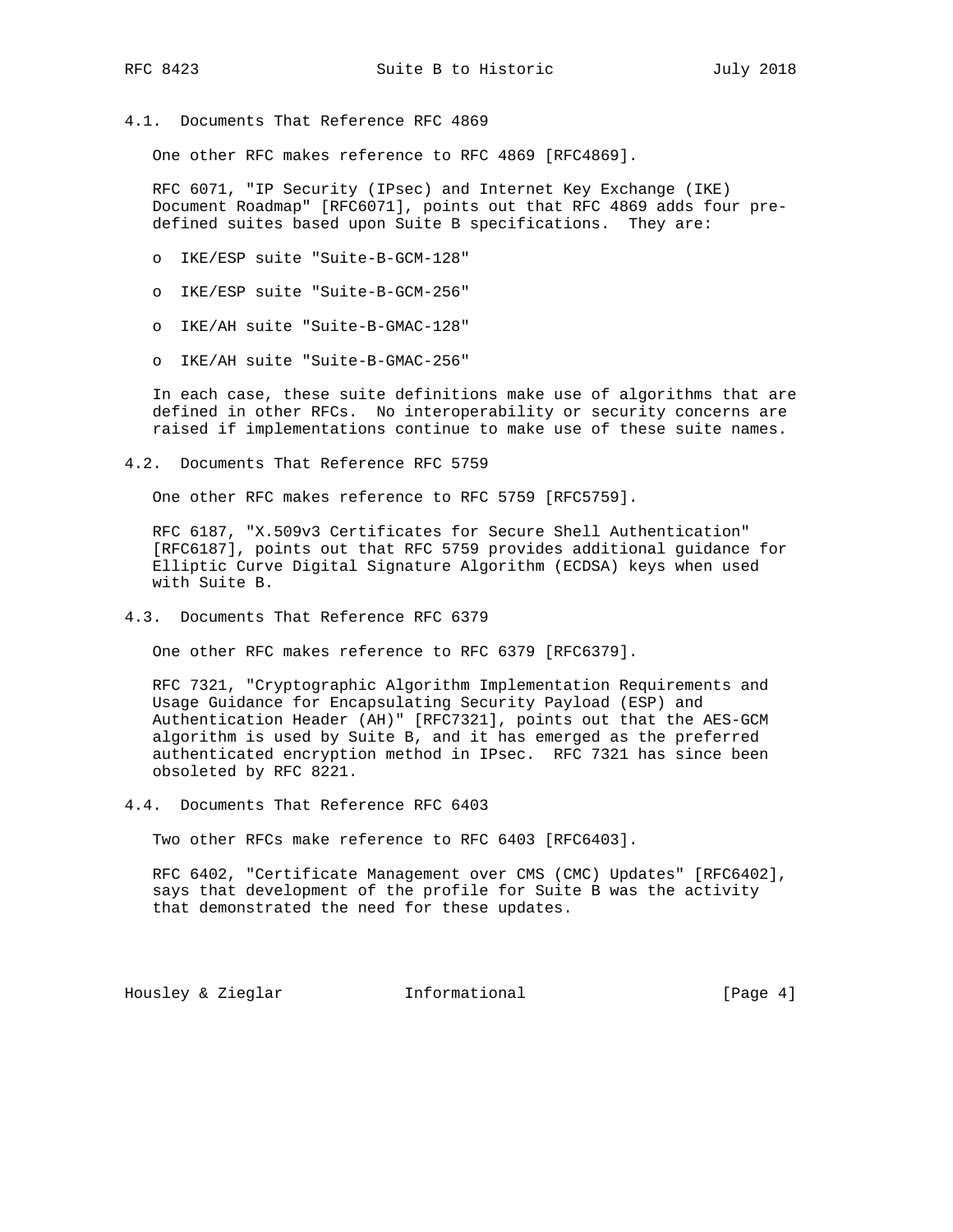### 4.1. Documents That Reference RFC 4869

One other RFC makes reference to RFC 4869 [RFC4869].

RFC 6071, "IP Security (IPsec) and Internet Key Exchange (IKE) Document Roadmap" [RFC6071], points out that RFC 4869 adds four pre-defined suites based upon Suite B specifications. They are:

- IKE/ESP suite "Suite-B-GCM-128"
- IKE/ESP suite "Suite-B-GCM-256"
- IKE/AH suite "Suite-B-GMAC-128"
- IKE/AH suite "Suite-B-GMAC-256"

In each case, these suite definitions make use of algorithms that are defined in other RFCs. No interoperability or security concerns are raised if implementations continue to make use of these suite names.

### 4.2. Documents That Reference RFC 5759

One other RFC makes reference to RFC 5759 [RFC5759].

RFC 6187, "X.509v3 Certificates for Secure Shell Authentication" [RFC6187], points out that RFC 5759 provides additional guidance for Elliptic Curve Digital Signature Algorithm (ECDSA) keys when used with Suite B.

### 4.3. Documents That Reference RFC 6379

One other RFC makes reference to RFC 6379 [RFC6379].

RFC 7321, "Cryptographic Algorithm Implementation Requirements and Usage Guidance for Encapsulating Security Payload (ESP) and Authentication Header (AH)" [RFC7321], points out that the AES-GCM algorithm is used by Suite B, and it has emerged as the preferred authenticated encryption method in IPsec. RFC 7321 has since been obsoleted by RFC 8221.

### 4.4. Documents That Reference RFC 6403

Two other RFCs make reference to RFC 6403 [RFC6403].

RFC 6402, "Certificate Management over CMS (CMC) Updates" [RFC6402], says that development of the profile for Suite B was the activity that demonstrated the need for these updates.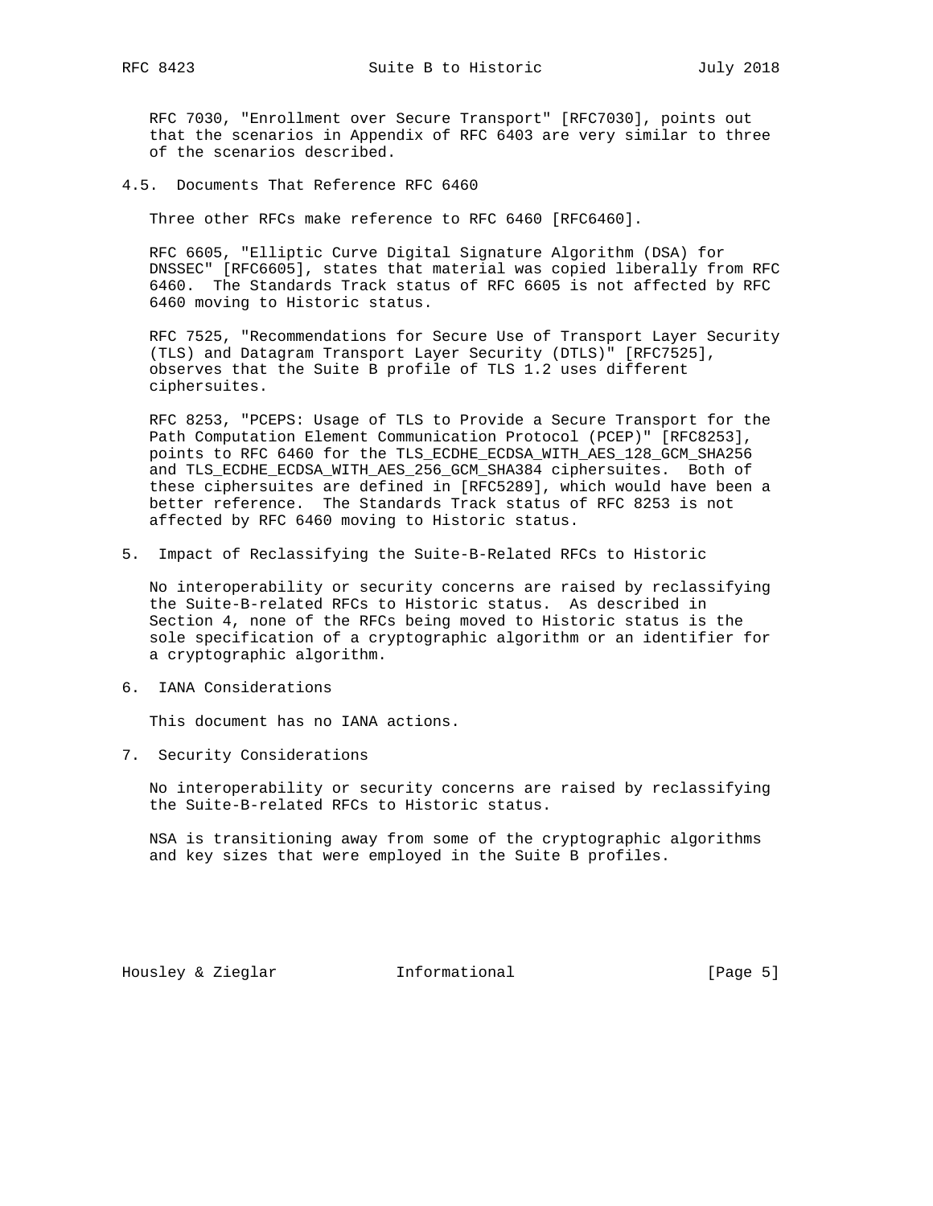RFC 7030, "Enrollment over Secure Transport" [RFC7030], points out that the scenarios in Appendix of RFC 6403 are very similar to three of the scenarios described.

### 4.5. Documents That Reference RFC 6460

Three other RFCs make reference to RFC 6460 [RFC6460].

RFC 6605, "Elliptic Curve Digital Signature Algorithm (DSA) for DNSSEC" [RFC6605], states that material was copied liberally from RFC 6460. The Standards Track status of RFC 6605 is not affected by RFC 6460 moving to Historic status.

RFC 7525, "Recommendations for Secure Use of Transport Layer Security (TLS) and Datagram Transport Layer Security (DTLS)" [RFC7525], observes that the Suite B profile of TLS 1.2 uses different ciphersuites.

RFC 8253, "PCEPS: Usage of TLS to Provide a Secure Transport for the Path Computation Element Communication Protocol (PCEP)" [RFC8253], points to RFC 6460 for the TLS_ECDHE_ECDSA_WITH_AES_128_GCM_SHA256 and TLS_ECDHE_ECDSA_WITH_AES_256_GCM_SHA384 ciphersuites. Both of these ciphersuites are defined in [RFC5289], which would have been a better reference. The Standards Track status of RFC 8253 is not affected by RFC 6460 moving to Historic status.

## 5. Impact of Reclassifying the Suite-B-Related RFCs to Historic

No interoperability or security concerns are raised by reclassifying the Suite-B-related RFCs to Historic status. As described in Section 4, none of the RFCs being moved to Historic status is the sole specification of a cryptographic algorithm or an identifier for a cryptographic algorithm.

## 6. IANA Considerations

This document has no IANA actions.

## 7. Security Considerations

No interoperability or security concerns are raised by reclassifying the Suite-B-related RFCs to Historic status.

NSA is transitioning away from some of the cryptographic algorithms and key sizes that were employed in the Suite B profiles.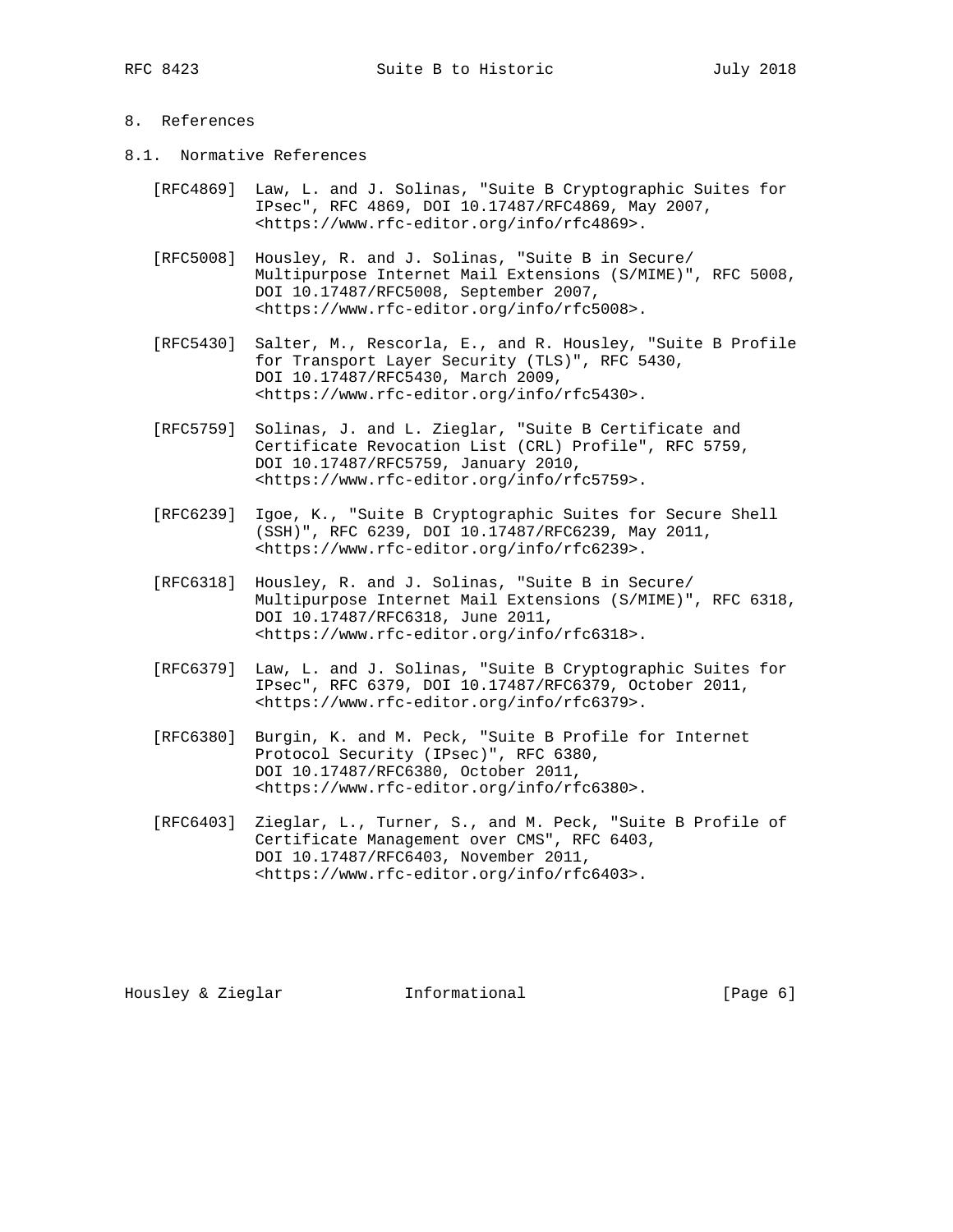## 8. References

### 8.1. Normative References

[RFC4869] Law, L. and J. Solinas, "Suite B Cryptographic Suites for IPsec", RFC 4869, DOI 10.17487/RFC4869, May 2007, <https://www.rfc-editor.org/info/rfc4869>.

[RFC5008] Housley, R. and J. Solinas, "Suite B in Secure/Multipurpose Internet Mail Extensions (S/MIME)", RFC 5008, DOI 10.17487/RFC5008, September 2007, <https://www.rfc-editor.org/info/rfc5008>.

[RFC5430] Salter, M., Rescorla, E., and R. Housley, "Suite B Profile for Transport Layer Security (TLS)", RFC 5430, DOI 10.17487/RFC5430, March 2009, <https://www.rfc-editor.org/info/rfc5430>.

[RFC5759] Solinas, J. and L. Zieglar, "Suite B Certificate and Certificate Revocation List (CRL) Profile", RFC 5759, DOI 10.17487/RFC5759, January 2010, <https://www.rfc-editor.org/info/rfc5759>.

[RFC6239] Igoe, K., "Suite B Cryptographic Suites for Secure Shell (SSH)", RFC 6239, DOI 10.17487/RFC6239, May 2011, <https://www.rfc-editor.org/info/rfc6239>.

[RFC6318] Housley, R. and J. Solinas, "Suite B in Secure/Multipurpose Internet Mail Extensions (S/MIME)", RFC 6318, DOI 10.17487/RFC6318, June 2011, <https://www.rfc-editor.org/info/rfc6318>.

[RFC6379] Law, L. and J. Solinas, "Suite B Cryptographic Suites for IPsec", RFC 6379, DOI 10.17487/RFC6379, October 2011, <https://www.rfc-editor.org/info/rfc6379>.

[RFC6380] Burgin, K. and M. Peck, "Suite B Profile for Internet Protocol Security (IPsec)", RFC 6380, DOI 10.17487/RFC6380, October 2011, <https://www.rfc-editor.org/info/rfc6380>.

[RFC6403] Zieglar, L., Turner, S., and M. Peck, "Suite B Profile of Certificate Management over CMS", RFC 6403, DOI 10.17487/RFC6403, November 2011, <https://www.rfc-editor.org/info/rfc6403>.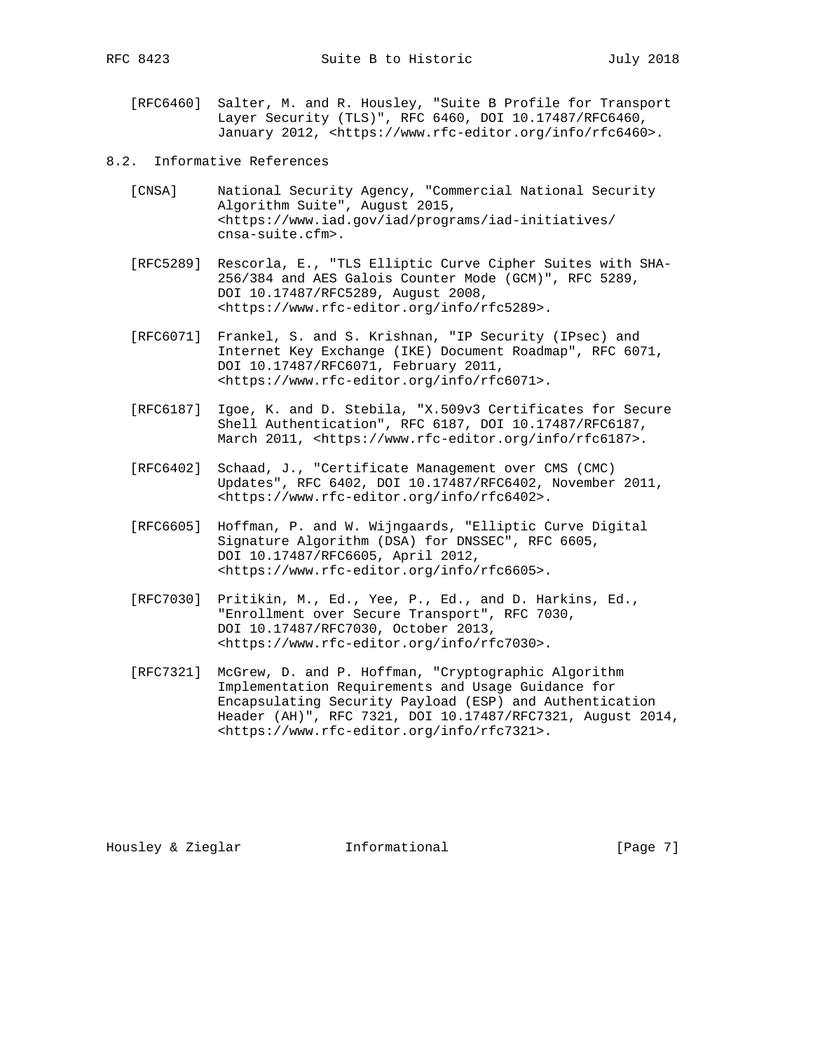[RFC6460] Salter, M. and R. Housley, "Suite B Profile for Transport Layer Security (TLS)", RFC 6460, DOI 10.17487/RFC6460, January 2012, <https://www.rfc-editor.org/info/rfc6460>.

## 8.2. Informative References

[CNSA] National Security Agency, "Commercial National Security Algorithm Suite", August 2015, <https://www.iad.gov/iad/programs/iad-initiatives/cnsa-suite.cfm>.

[RFC5289] Rescorla, E., "TLS Elliptic Curve Cipher Suites with SHA-256/384 and AES Galois Counter Mode (GCM)", RFC 5289, DOI 10.17487/RFC5289, August 2008, <https://www.rfc-editor.org/info/rfc5289>.

[RFC6071] Frankel, S. and S. Krishnan, "IP Security (IPsec) and Internet Key Exchange (IKE) Document Roadmap", RFC 6071, DOI 10.17487/RFC6071, February 2011, <https://www.rfc-editor.org/info/rfc6071>.

[RFC6187] Igoe, K. and D. Stebila, "X.509v3 Certificates for Secure Shell Authentication", RFC 6187, DOI 10.17487/RFC6187, March 2011, <https://www.rfc-editor.org/info/rfc6187>.

[RFC6402] Schaad, J., "Certificate Management over CMS (CMC) Updates", RFC 6402, DOI 10.17487/RFC6402, November 2011, <https://www.rfc-editor.org/info/rfc6402>.

[RFC6605] Hoffman, P. and W. Wijngaards, "Elliptic Curve Digital Signature Algorithm (DSA) for DNSSEC", RFC 6605, DOI 10.17487/RFC6605, April 2012, <https://www.rfc-editor.org/info/rfc6605>.

[RFC7030] Pritikin, M., Ed., Yee, P., Ed., and D. Harkins, Ed., "Enrollment over Secure Transport", RFC 7030, DOI 10.17487/RFC7030, October 2013, <https://www.rfc-editor.org/info/rfc7030>.

[RFC7321] McGrew, D. and P. Hoffman, "Cryptographic Algorithm Implementation Requirements and Usage Guidance for Encapsulating Security Payload (ESP) and Authentication Header (AH)", RFC 7321, DOI 10.17487/RFC7321, August 2014, <https://www.rfc-editor.org/info/rfc7321>.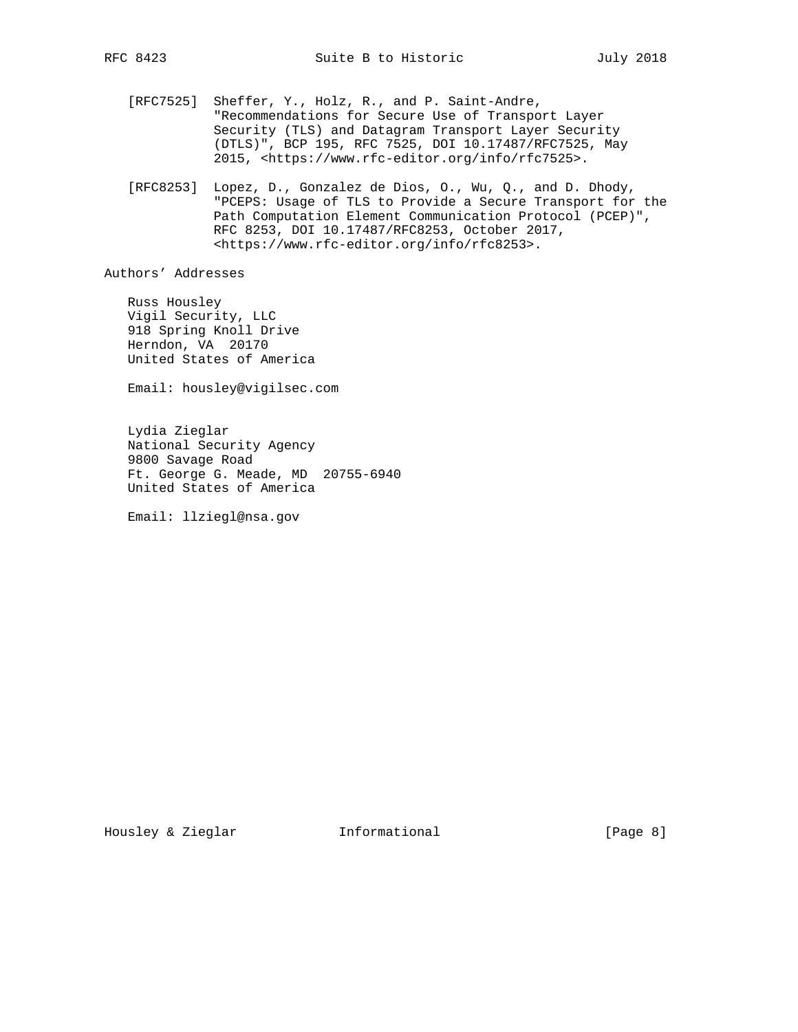[RFC7525] Sheffer, Y., Holz, R., and P. Saint-Andre, "Recommendations for Secure Use of Transport Layer Security (TLS) and Datagram Transport Layer Security (DTLS)", BCP 195, RFC 7525, DOI 10.17487/RFC7525, May 2015, <https://www.rfc-editor.org/info/rfc7525>.

[RFC8253] Lopez, D., Gonzalez de Dios, O., Wu, Q., and D. Dhody, "PCEPS: Usage of TLS to Provide a Secure Transport for the Path Computation Element Communication Protocol (PCEP)", RFC 8253, DOI 10.17487/RFC8253, October 2017, <https://www.rfc-editor.org/info/rfc8253>.

## Authors' Addresses

Russ Housley
Vigil Security, LLC
918 Spring Knoll Drive
Herndon, VA 20170
United States of America

Email: housley@vigilsec.com

Lydia Zieglar
National Security Agency
9800 Savage Road
Ft. George G. Meade, MD 20755-6940
United States of America

Email: llziegl@nsa.gov